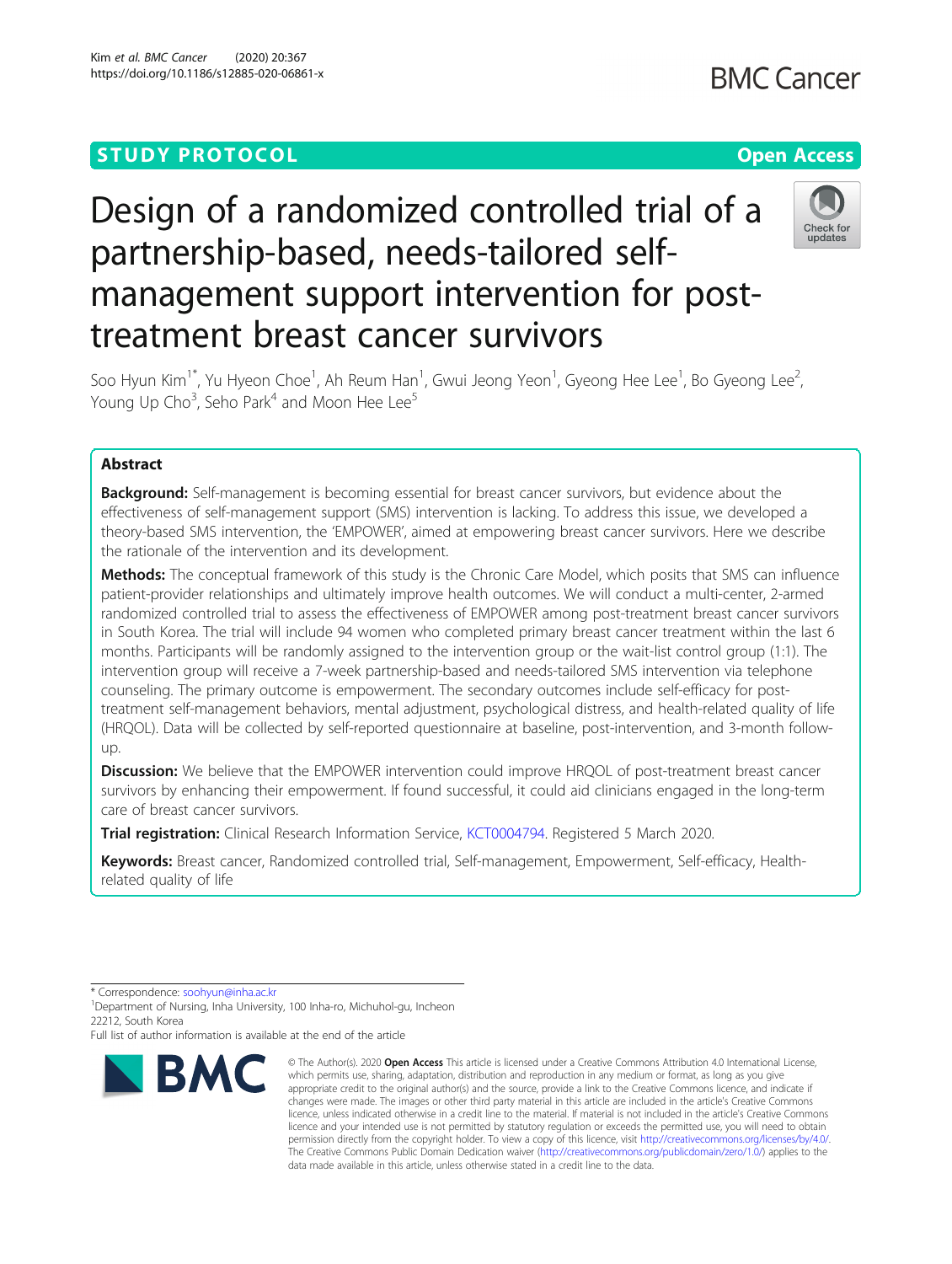STUDY PROTOCOL

Open Access

# Design of a randomized controlled trial of a partnership-based, needs-tailored self-management support intervention for post-treatment breast cancer survivors

Soo Hyun Kim[1*], Yu Hyeon Choe[1], Ah Reum Han[1], Gwui Jeong Yeon[1], Gyeong Hee Lee[1], Bo Gyeong Lee[2], Young Up Cho[3], Seho Park[4] and Moon Hee Lee[5]

## Abstract

**Background:** Self-management is becoming essential for breast cancer survivors, but evidence about the effectiveness of self-management support (SMS) intervention is lacking. To address this issue, we developed a theory-based SMS intervention, the 'EMPOWER', aimed at empowering breast cancer survivors. Here we describe the rationale of the intervention and its development.

**Methods:** The conceptual framework of this study is the Chronic Care Model, which posits that SMS can influence patient-provider relationships and ultimately improve health outcomes. We will conduct a multi-center, 2-armed randomized controlled trial to assess the effectiveness of EMPOWER among post-treatment breast cancer survivors in South Korea. The trial will include 94 women who completed primary breast cancer treatment within the last 6 months. Participants will be randomly assigned to the intervention group or the wait-list control group (1:1). The intervention group will receive a 7-week partnership-based and needs-tailored SMS intervention via telephone counseling. The primary outcome is empowerment. The secondary outcomes include self-efficacy for post-treatment self-management behaviors, mental adjustment, psychological distress, and health-related quality of life (HRQOL). Data will be collected by self-reported questionnaire at baseline, post-intervention, and 3-month follow-up.

**Discussion:** We believe that the EMPOWER intervention could improve HRQOL of post-treatment breast cancer survivors by enhancing their empowerment. If found successful, it could aid clinicians engaged in the long-term care of breast cancer survivors.

**Trial registration:** Clinical Research Information Service, KCT0004794. Registered 5 March 2020.

**Keywords:** Breast cancer, Randomized controlled trial, Self-management, Empowerment, Self-efficacy, Health-related quality of life

---

* Correspondence: soohyun@inha.ac.kr

[1]Department of Nursing, Inha University, 100 Inha-ro, Michuhol-gu, Incheon 22212, South Korea

Full list of author information is available at the end of the article

© The Author(s). 2020 **Open Access** This article is licensed under a Creative Commons Attribution 4.0 International License, which permits use, sharing, adaptation, distribution and reproduction in any medium or format, as long as you give appropriate credit to the original author(s) and the source, provide a link to the Creative Commons licence, and indicate if changes were made. The images or other third party material in this article are included in the article's Creative Commons licence, unless indicated otherwise in a credit line to the material. If material is not included in the article's Creative Commons licence and your intended use is not permitted by statutory regulation or exceeds the permitted use, you will need to obtain permission directly from the copyright holder. To view a copy of this licence, visit http://creativecommons.org/licenses/by/4.0/. The Creative Commons Public Domain Dedication waiver (http://creativecommons.org/publicdomain/zero/1.0/) applies to the data made available in this article, unless otherwise stated in a credit line to the data.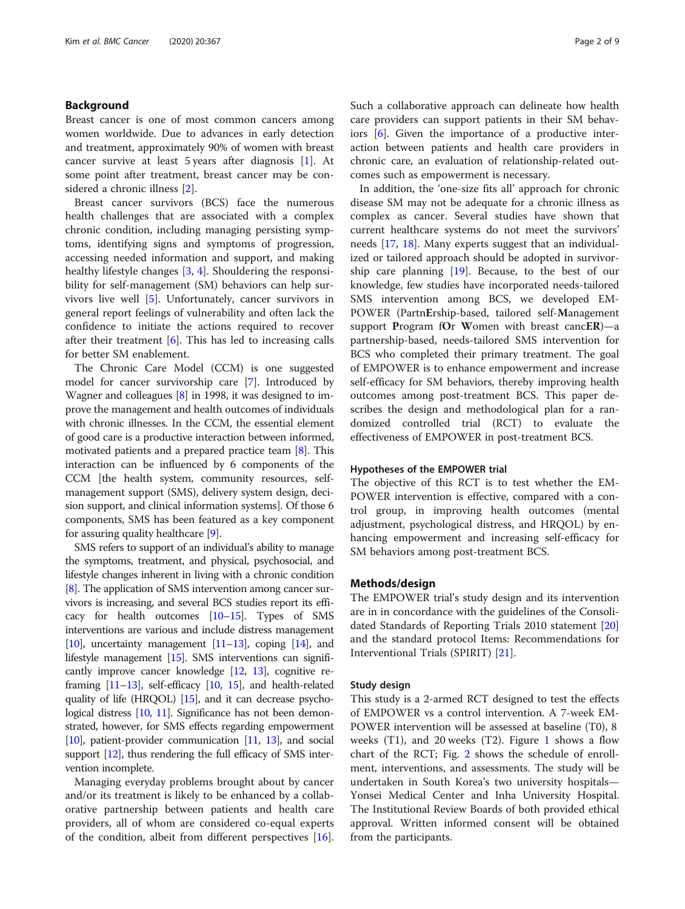## Background

Breast cancer is one of most common cancers among women worldwide. Due to advances in early detection and treatment, approximately 90% of women with breast cancer survive at least 5 years after diagnosis [1]. At some point after treatment, breast cancer may be considered a chronic illness [2].

Breast cancer survivors (BCS) face the numerous health challenges that are associated with a complex chronic condition, including managing persisting symptoms, identifying signs and symptoms of progression, accessing needed information and support, and making healthy lifestyle changes [3, 4]. Shouldering the responsibility for self-management (SM) behaviors can help survivors live well [5]. Unfortunately, cancer survivors in general report feelings of vulnerability and often lack the confidence to initiate the actions required to recover after their treatment [6]. This has led to increasing calls for better SM enablement.

The Chronic Care Model (CCM) is one suggested model for cancer survivorship care [7]. Introduced by Wagner and colleagues [8] in 1998, it was designed to improve the management and health outcomes of individuals with chronic illnesses. In the CCM, the essential element of good care is a productive interaction between informed, motivated patients and a prepared practice team [8]. This interaction can be influenced by 6 components of the CCM [the health system, community resources, self-management support (SMS), delivery system design, decision support, and clinical information systems]. Of those 6 components, SMS has been featured as a key component for assuring quality healthcare [9].

SMS refers to support of an individual's ability to manage the symptoms, treatment, and physical, psychosocial, and lifestyle changes inherent in living with a chronic condition [8]. The application of SMS intervention among cancer survivors is increasing, and several BCS studies report its efficacy for health outcomes [10–15]. Types of SMS interventions are various and include distress management [10], uncertainty management [11–13], coping [14], and lifestyle management [15]. SMS interventions can significantly improve cancer knowledge [12, 13], cognitive reframing [11–13], self-efficacy [10, 15], and health-related quality of life (HRQOL) [15], and it can decrease psychological distress [10, 11]. Significance has not been demonstrated, however, for SMS effects regarding empowerment [10], patient-provider communication [11, 13], and social support [12], thus rendering the full efficacy of SMS intervention incomplete.

Managing everyday problems brought about by cancer and/or its treatment is likely to be enhanced by a collaborative partnership between patients and health care providers, all of whom are considered co-equal experts of the condition, albeit from different perspectives [16]. Such a collaborative approach can delineate how health care providers can support patients in their SM behaviors [6]. Given the importance of a productive interaction between patients and health care providers in chronic care, an evaluation of relationship-related outcomes such as empowerment is necessary.

In addition, the 'one-size fits all' approach for chronic disease SM may not be adequate for a chronic illness as complex as cancer. Several studies have shown that current healthcare systems do not meet the survivors' needs [17, 18]. Many experts suggest that an individualized or tailored approach should be adopted in survivorship care planning [19]. Because, to the best of our knowledge, few studies have incorporated needs-tailored SMS intervention among BCS, we developed EMPOWER (Partn**E**rship-based, tailored self-**M**anagement support **P**rogram f**O**r **W**omen with breast canc**ER**)—a partnership-based, needs-tailored SMS intervention for BCS who completed their primary treatment. The goal of EMPOWER is to enhance empowerment and increase self-efficacy for SM behaviors, thereby improving health outcomes among post-treatment BCS. This paper describes the design and methodological plan for a randomized controlled trial (RCT) to evaluate the effectiveness of EMPOWER in post-treatment BCS.

### Hypotheses of the EMPOWER trial

The objective of this RCT is to test whether the EMPOWER intervention is effective, compared with a control group, in improving health outcomes (mental adjustment, psychological distress, and HRQOL) by enhancing empowerment and increasing self-efficacy for SM behaviors among post-treatment BCS.

## Methods/design

The EMPOWER trial's study design and its intervention are in in concordance with the guidelines of the Consolidated Standards of Reporting Trials 2010 statement [20] and the standard protocol Items: Recommendations for Interventional Trials (SPIRIT) [21].

### Study design

This study is a 2-armed RCT designed to test the effects of EMPOWER vs a control intervention. A 7-week EMPOWER intervention will be assessed at baseline (T0), 8 weeks (T1), and 20 weeks (T2). Figure 1 shows a flow chart of the RCT; Fig. 2 shows the schedule of enrollment, interventions, and assessments. The study will be undertaken in South Korea's two university hospitals—Yonsei Medical Center and Inha University Hospital. The Institutional Review Boards of both provided ethical approval. Written informed consent will be obtained from the participants.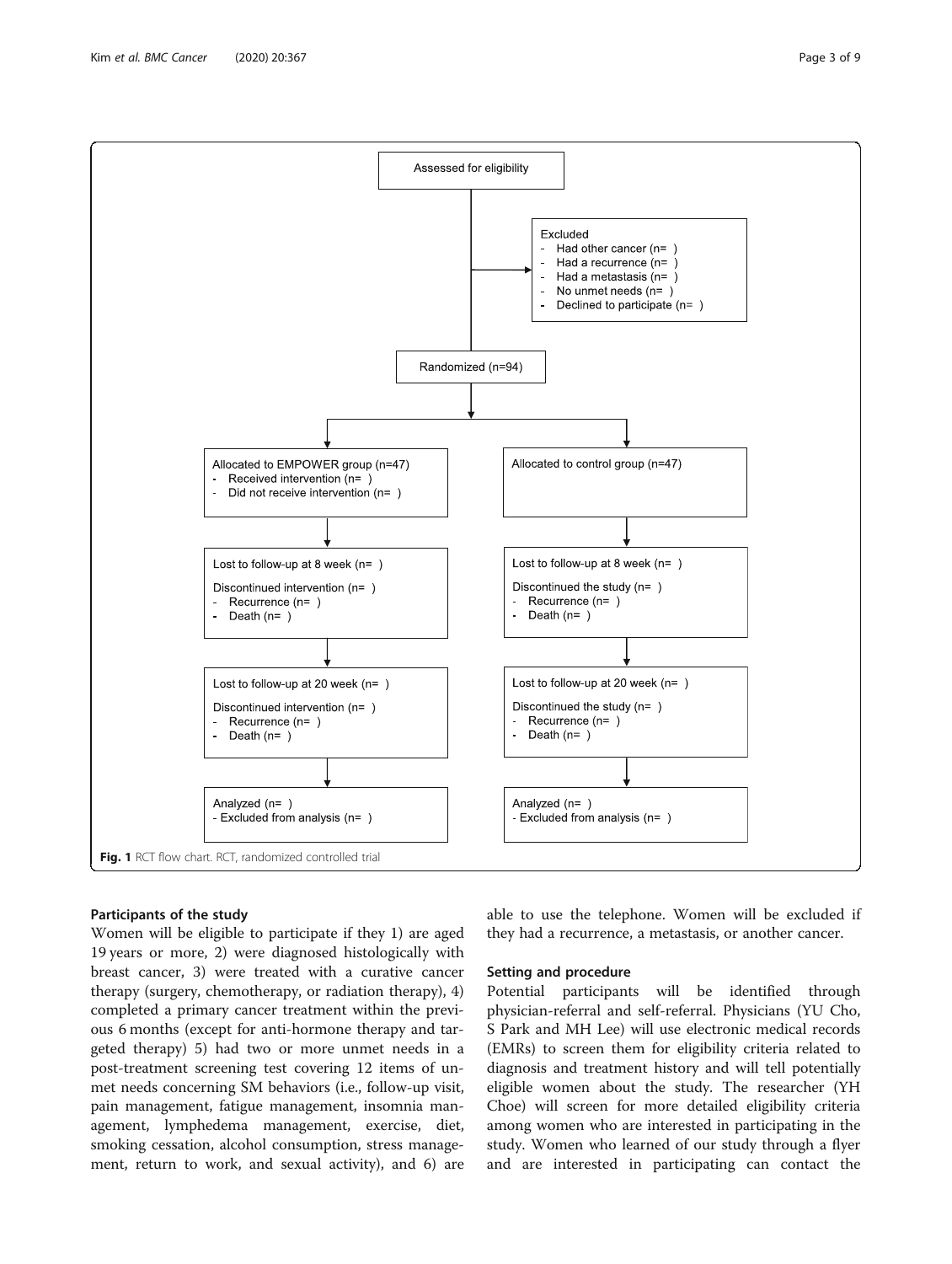Assessed for eligibility

Excluded
- Had other cancer (n= )
- Had a recurrence (n= )
- Had a metastasis (n= )
- No unmet needs (n= )
- Declined to participate (n= )

Randomized (n=94)

| Allocated to EMPOWER group (n=47) | Allocated to control group (n=47) |
| --- | --- |
| - Received intervention (n= )<br>- Did not receive intervention (n= ) | |
| Lost to follow-up at 8 week (n= )<br>Discontinued intervention (n= )<br>- Recurrence (n= )<br>- Death (n= ) | Lost to follow-up at 8 week (n= )<br>Discontinued the study (n= )<br>- Recurrence (n= )<br>- Death (n= ) |
| Lost to follow-up at 20 week (n= )<br>Discontinued intervention (n= )<br>- Recurrence (n= )<br>- Death (n= ) | Lost to follow-up at 20 week (n= )<br>Discontinued the study (n= )<br>- Recurrence (n= )<br>- Death (n= ) |
| Analyzed (n= )<br>- Excluded from analysis (n= ) | Analyzed (n= )<br>- Excluded from analysis (n= ) |

**Fig. 1** RCT flow chart. RCT, randomized controlled trial

### Participants of the study

Women will be eligible to participate if they 1) are aged 19 years or more, 2) were diagnosed histologically with breast cancer, 3) were treated with a curative cancer therapy (surgery, chemotherapy, or radiation therapy), 4) completed a primary cancer treatment within the previous 6 months (except for anti-hormone therapy and targeted therapy) 5) had two or more unmet needs in a post-treatment screening test covering 12 items of unmet needs concerning SM behaviors (i.e., follow-up visit, pain management, fatigue management, insomnia management, lymphedema management, exercise, diet, smoking cessation, alcohol consumption, stress management, return to work, and sexual activity), and 6) are able to use the telephone. Women will be excluded if they had a recurrence, a metastasis, or another cancer.

### Setting and procedure

Potential participants will be identified through physician-referral and self-referral. Physicians (YU Cho, S Park and MH Lee) will use electronic medical records (EMRs) to screen them for eligibility criteria related to diagnosis and treatment history and will tell potentially eligible women about the study. The researcher (YH Choe) will screen for more detailed eligibility criteria among women who are interested in participating in the study. Women who learned of our study through a flyer and are interested in participating can contact the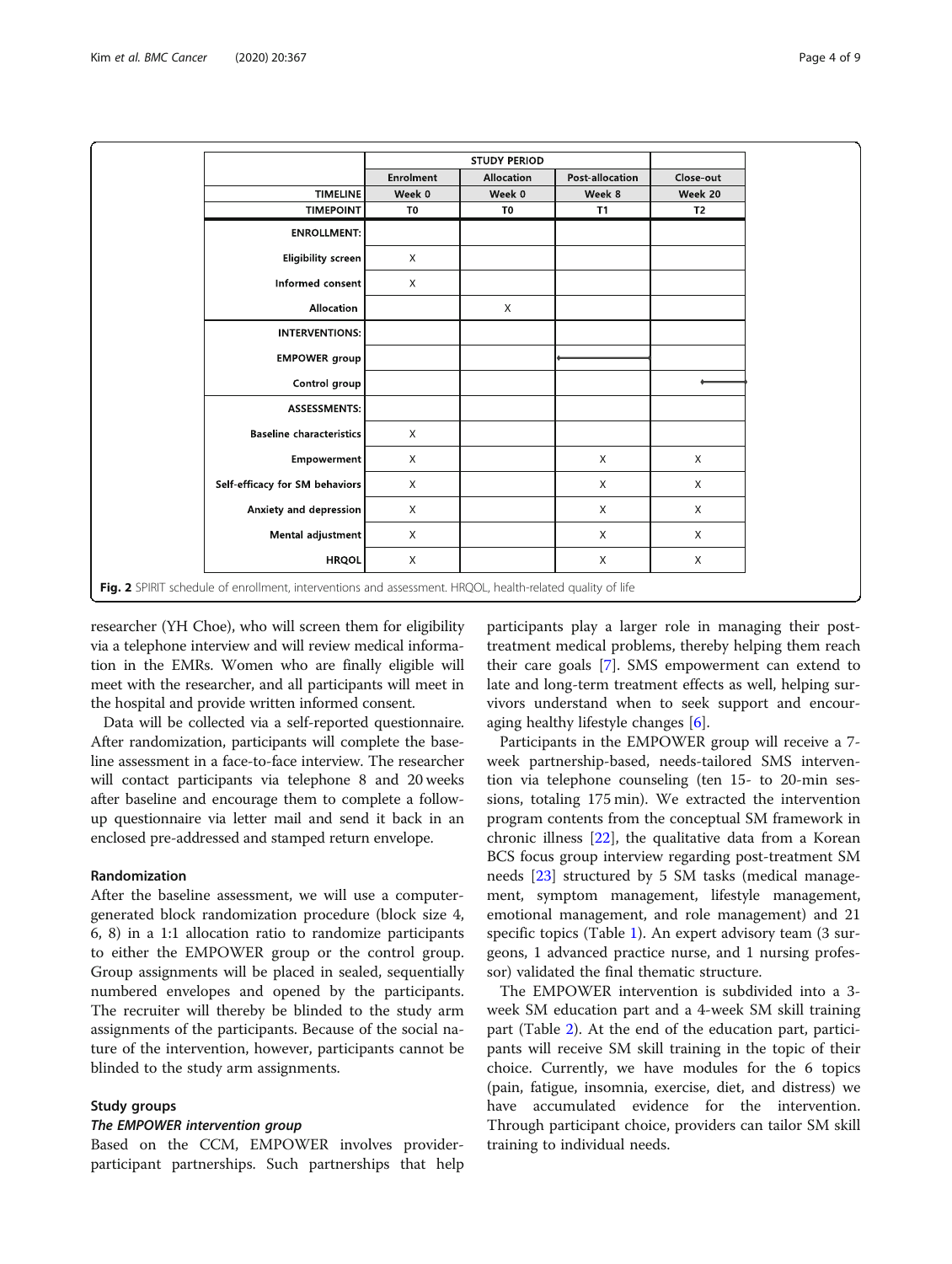| | STUDY PERIOD | | | |
|---|---|---|---|---|
| | Enrolment | Allocation | Post-allocation | Close-out |
| TIMELINE | Week 0 | Week 0 | Week 8 | Week 20 |
| TIMEPOINT | T0 | T0 | T1 | T2 |
| **ENROLLMENT:** | | | | |
| Eligibility screen | X | | | |
| Informed consent | X | | | |
| Allocation | | X | | |
| **INTERVENTIONS:** | | | | |
| EMPOWER group | | | ⟷ | |
| Control group | | | | ⟷ |
| **ASSESSMENTS:** | | | | |
| Baseline characteristics | X | | | |
| Empowerment | X | | X | X |
| Self-efficacy for SM behaviors | X | | X | X |
| Anxiety and depression | X | | X | X |
| Mental adjustment | X | | X | X |
| HRQOL | X | | X | X |

**Fig. 2** SPIRIT schedule of enrollment, interventions and assessment. HRQOL, health-related quality of life

researcher (YH Choe), who will screen them for eligibility via a telephone interview and will review medical information in the EMRs. Women who are finally eligible will meet with the researcher, and all participants will meet in the hospital and provide written informed consent.

Data will be collected via a self-reported questionnaire. After randomization, participants will complete the baseline assessment in a face-to-face interview. The researcher will contact participants via telephone 8 and 20 weeks after baseline and encourage them to complete a follow-up questionnaire via letter mail and send it back in an enclosed pre-addressed and stamped return envelope.

### Randomization

After the baseline assessment, we will use a computer-generated block randomization procedure (block size 4, 6, 8) in a 1:1 allocation ratio to randomize participants to either the EMPOWER group or the control group. Group assignments will be placed in sealed, sequentially numbered envelopes and opened by the participants. The recruiter will thereby be blinded to the study arm assignments of the participants. Because of the social nature of the intervention, however, participants cannot be blinded to the study arm assignments.

### Study groups

#### *The EMPOWER intervention group*

Based on the CCM, EMPOWER involves provider-participant partnerships. Such partnerships that help participants play a larger role in managing their post-treatment medical problems, thereby helping them reach their care goals [7]. SMS empowerment can extend to late and long-term treatment effects as well, helping survivors understand when to seek support and encouraging healthy lifestyle changes [6].

Participants in the EMPOWER group will receive a 7-week partnership-based, needs-tailored SMS intervention via telephone counseling (ten 15- to 20-min sessions, totaling 175 min). We extracted the intervention program contents from the conceptual SM framework in chronic illness [22], the qualitative data from a Korean BCS focus group interview regarding post-treatment SM needs [23] structured by 5 SM tasks (medical management, symptom management, lifestyle management, emotional management, and role management) and 21 specific topics (Table 1). An expert advisory team (3 surgeons, 1 advanced practice nurse, and 1 nursing professor) validated the final thematic structure.

The EMPOWER intervention is subdivided into a 3-week SM education part and a 4-week SM skill training part (Table 2). At the end of the education part, participants will receive SM skill training in the topic of their choice. Currently, we have modules for the 6 topics (pain, fatigue, insomnia, exercise, diet, and distress) we have accumulated evidence for the intervention. Through participant choice, providers can tailor SM skill training to individual needs.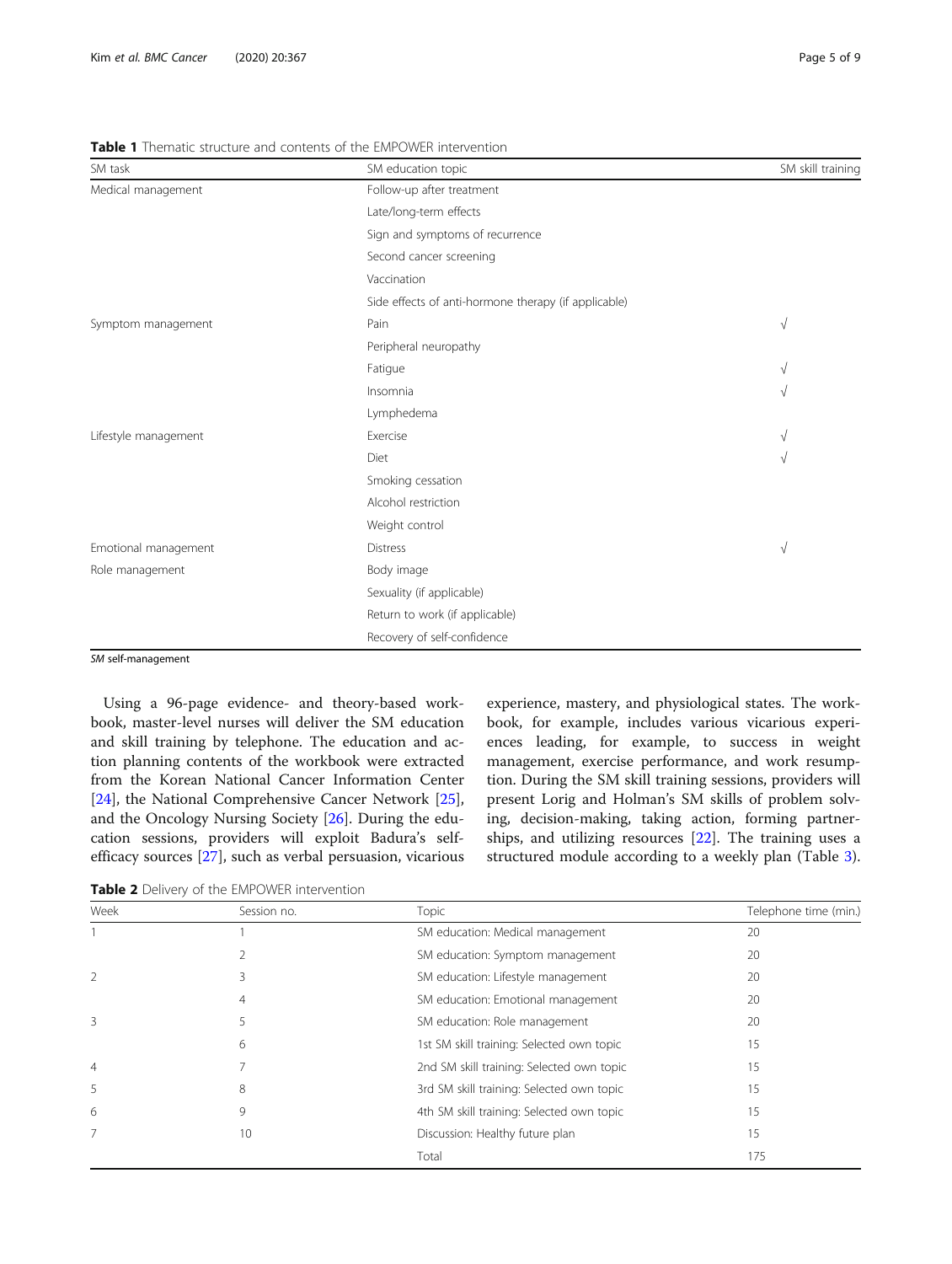**Table 1** Thematic structure and contents of the EMPOWER intervention

| SM task | SM education topic | SM skill training |
|---|---|---|
| Medical management | Follow-up after treatment | |
| | Late/long-term effects | |
| | Sign and symptoms of recurrence | |
| | Second cancer screening | |
| | Vaccination | |
| | Side effects of anti-hormone therapy (if applicable) | |
| Symptom management | Pain | √ |
| | Peripheral neuropathy | |
| | Fatigue | √ |
| | Insomnia | √ |
| | Lymphedema | |
| Lifestyle management | Exercise | √ |
| | Diet | √ |
| | Smoking cessation | |
| | Alcohol restriction | |
| | Weight control | |
| Emotional management | Distress | √ |
| Role management | Body image | |
| | Sexuality (if applicable) | |
| | Return to work (if applicable) | |
| | Recovery of self-confidence | |

*SM* self-management

Using a 96-page evidence- and theory-based workbook, master-level nurses will deliver the SM education and skill training by telephone. The education and action planning contents of the workbook were extracted from the Korean National Cancer Information Center [24], the National Comprehensive Cancer Network [25], and the Oncology Nursing Society [26]. During the education sessions, providers will exploit Badura's self-efficacy sources [27], such as verbal persuasion, vicarious experience, mastery, and physiological states. The workbook, for example, includes various vicarious experiences leading, for example, to success in weight management, exercise performance, and work resumption. During the SM skill training sessions, providers will present Lorig and Holman's SM skills of problem solving, decision-making, taking action, forming partnerships, and utilizing resources [22]. The training uses a structured module according to a weekly plan (Table 3).

**Table 2** Delivery of the EMPOWER intervention

| Week | Session no. | Topic | Telephone time (min.) |
|---|---|---|---|
| 1 | 1 | SM education: Medical management | 20 |
| | 2 | SM education: Symptom management | 20 |
| 2 | 3 | SM education: Lifestyle management | 20 |
| | 4 | SM education: Emotional management | 20 |
| 3 | 5 | SM education: Role management | 20 |
| | 6 | 1st SM skill training: Selected own topic | 15 |
| 4 | 7 | 2nd SM skill training: Selected own topic | 15 |
| 5 | 8 | 3rd SM skill training: Selected own topic | 15 |
| 6 | 9 | 4th SM skill training: Selected own topic | 15 |
| 7 | 10 | Discussion: Healthy future plan | 15 |
| | | Total | 175 |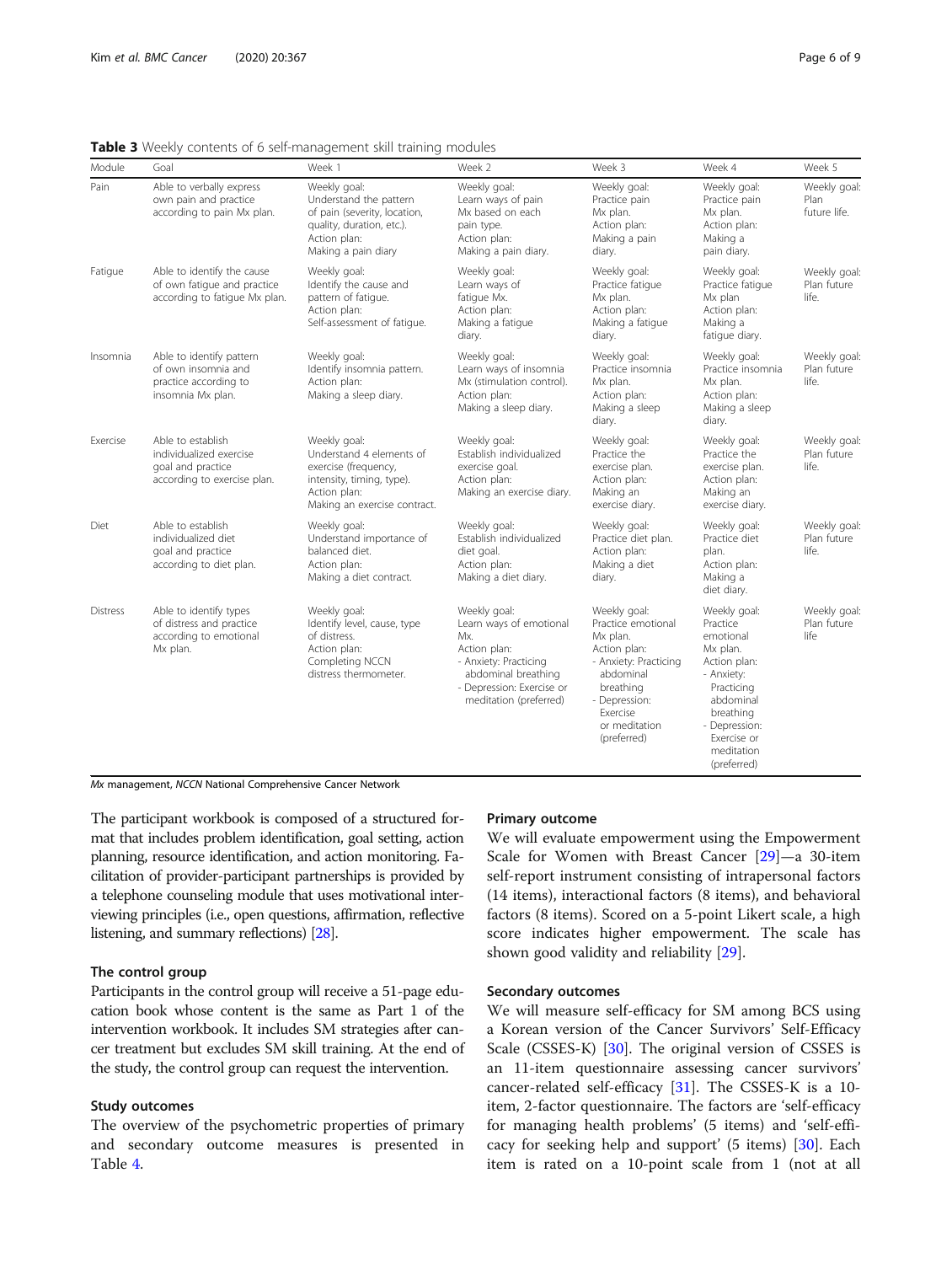**Table 3** Weekly contents of 6 self-management skill training modules

| Module | Goal | Week 1 | Week 2 | Week 3 | Week 4 | Week 5 |
|---|---|---|---|---|---|---|
| Pain | Able to verbally express own pain and practice according to pain Mx plan. | Weekly goal: Understand the pattern of pain (severity, location, quality, duration, etc.). Action plan: Making a pain diary | Weekly goal: Learn ways of pain Mx based on each pain type. Action plan: Making a pain diary. | Weekly goal: Practice pain Mx plan. Action plan: Making a pain diary. | Weekly goal: Practice pain Mx plan. Action plan: Making a pain diary. | Weekly goal: Plan future life. |
| Fatigue | Able to identify the cause of own fatigue and practice according to fatigue Mx plan. | Weekly goal: Identify the cause and pattern of fatigue. Action plan: Self-assessment of fatigue. | Weekly goal: Learn ways of fatigue Mx. Action plan: Making a fatigue diary. | Weekly goal: Practice fatigue Mx plan. Action plan: Making a fatigue diary. | Weekly goal: Practice fatigue Mx plan Action plan: Making a fatigue diary. | Weekly goal: Plan future life. |
| Insomnia | Able to identify pattern of own insomnia and practice according to insomnia Mx plan. | Weekly goal: Identify insomnia pattern. Action plan: Making a sleep diary. | Weekly goal: Learn ways of insomnia Mx (stimulation control). Action plan: Making a sleep diary. | Weekly goal: Practice insomnia Mx plan. Action plan: Making a sleep diary. | Weekly goal: Practice insomnia Mx plan. Action plan: Making a sleep diary. | Weekly goal: Plan future life. |
| Exercise | Able to establish individualized exercise goal and practice according to exercise plan. | Weekly goal: Understand 4 elements of exercise (frequency, intensity, timing, type). Action plan: Making an exercise contract. | Weekly goal: Establish individualized exercise goal. Action plan: Making an exercise diary. | Weekly goal: Practice the exercise plan. Action plan: Making an exercise diary. | Weekly goal: Practice the exercise plan. Action plan: Making an exercise diary. | Weekly goal: Plan future life. |
| Diet | Able to establish individualized diet goal and practice according to diet plan. | Weekly goal: Understand importance of balanced diet. Action plan: Making a diet contract. | Weekly goal: Establish individualized diet goal. Action plan: Making a diet diary. | Weekly goal: Practice diet plan. Action plan: Making a diet diary. | Weekly goal: Practice diet plan. Action plan: Making a diet diary. | Weekly goal: Plan future life. |
| Distress | Able to identify types of distress and practice according to emotional Mx plan. | Weekly goal: Identify level, cause, type of distress. Action plan: Completing NCCN distress thermometer. | Weekly goal: Learn ways of emotional Mx. Action plan: - Anxiety: Practicing abdominal breathing - Depression: Exercise or meditation (preferred) | Weekly goal: Practice emotional Mx plan. Action plan: - Anxiety: Practicing abdominal breathing - Depression: Exercise or meditation (preferred) | Weekly goal: Practice emotional Mx plan. Action plan: - Anxiety: Practicing abdominal breathing - Depression: Exercise or meditation (preferred) | Weekly goal: Plan future life |

*Mx* management, *NCCN* National Comprehensive Cancer Network

The participant workbook is composed of a structured format that includes problem identification, goal setting, action planning, resource identification, and action monitoring. Facilitation of provider-participant partnerships is provided by a telephone counseling module that uses motivational interviewing principles (i.e., open questions, affirmation, reflective listening, and summary reflections) [28].

### The control group

Participants in the control group will receive a 51-page education book whose content is the same as Part 1 of the intervention workbook. It includes SM strategies after cancer treatment but excludes SM skill training. At the end of the study, the control group can request the intervention.

### Study outcomes

The overview of the psychometric properties of primary and secondary outcome measures is presented in Table 4.

#### Primary outcome

We will evaluate empowerment using the Empowerment Scale for Women with Breast Cancer [29]—a 30-item self-report instrument consisting of intrapersonal factors (14 items), interactional factors (8 items), and behavioral factors (8 items). Scored on a 5-point Likert scale, a high score indicates higher empowerment. The scale has shown good validity and reliability [29].

#### Secondary outcomes

We will measure self-efficacy for SM among BCS using a Korean version of the Cancer Survivors' Self-Efficacy Scale (CSSES-K) [30]. The original version of CSSES is an 11-item questionnaire assessing cancer survivors' cancer-related self-efficacy [31]. The CSSES-K is a 10-item, 2-factor questionnaire. The factors are 'self-efficacy for managing health problems' (5 items) and 'self-efficacy for seeking help and support' (5 items) [30]. Each item is rated on a 10-point scale from 1 (not at all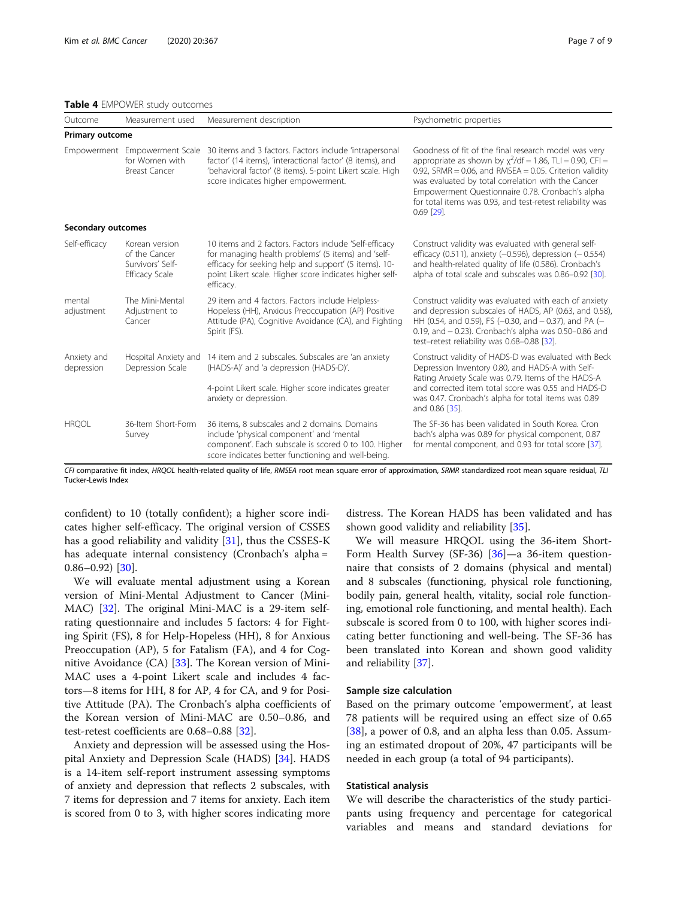**Table 4** EMPOWER study outcomes

| Outcome | Measurement used | Measurement description | Psychometric properties |
|---|---|---|---|
| **Primary outcome** | | | |
| Empowerment | Empowerment Scale for Women with Breast Cancer | 30 items and 3 factors. Factors include 'intrapersonal factor' (14 items), 'interactional factor' (8 items), and 'behavioral factor' (8 items). 5-point Likert scale. High score indicates higher empowerment. | Goodness of fit of the final research model was very appropriate as shown by $\chi^2$/df = 1.86, TLI = 0.90, CFI = 0.92, SRMR = 0.06, and RMSEA = 0.05. Criterion validity was evaluated by total correlation with the Cancer Empowerment Questionnaire 0.78. Cronbach's alpha for total items was 0.93, and test-retest reliability was 0.69 [29]. |
| **Secondary outcomes** | | | |
| Self-efficacy | Korean version of the Cancer Survivors' Self-Efficacy Scale | 10 items and 2 factors. Factors include 'Self-efficacy for managing health problems' (5 items) and 'self-efficacy for seeking help and support' (5 items). 10-point Likert scale. Higher score indicates higher self-efficacy. | Construct validity was evaluated with general self-efficacy (0.511), anxiety (−0.596), depression (− 0.554) and health-related quality of life (0.586). Cronbach's alpha of total scale and subscales was 0.86–0.92 [30]. |
| mental adjustment | The Mini-Mental Adjustment to Cancer | 29 item and 4 factors. Factors include Helpless-Hopeless (HH), Anxious Preoccupation (AP) Positive Attitude (PA), Cognitive Avoidance (CA), and Fighting Spirit (FS). | Construct validity was evaluated with each of anxiety and depression subscales of HADS, AP (0.63, and 0.58), HH (0.54, and 0.59), FS (−0.30, and − 0.37), and PA (− 0.19, and − 0.23). Cronbach's alpha was 0.50–0.86 and test–retest reliability was 0.68–0.88 [32]. |
| Anxiety and depression | Hospital Anxiety and Depression Scale | 14 item and 2 subscales. Subscales are 'an anxiety (HADS-A)' and 'a depression (HADS-D)'. 4-point Likert scale. Higher score indicate greater anxiety or depression. | Construct validity of HADS-D was evaluated with Beck Depression Inventory 0.80, and HADS-A with Self-Rating Anxiety Scale was 0.79. Items of the HADS-A and corrected item total score was 0.55 and HADS-D was 0.47. Cronbach's alpha for total items was 0.89 and 0.86 [35]. |
| HRQOL | 36-Item Short-Form Survey | 36 items, 8 subscales and 2 domains. Domains include 'physical component' and 'mental component'. Each subscale is scored 0 to 100. Higher score indicates better functioning and well-being. | The SF-36 has been validated in South Korea. Cron bach's alpha was 0.89 for physical component, 0.87 for mental component, and 0.93 for total score [37]. |

*CFI* comparative fit index, *HRQOL* health-related quality of life, *RMSEA* root mean square error of approximation, *SRMR* standardized root mean square residual, *TLI* Tucker-Lewis Index

confident) to 10 (totally confident); a higher score indicates higher self-efficacy. The original version of CSSES has a good reliability and validity [31], thus the CSSES-K has adequate internal consistency (Cronbach's alpha = 0.86–0.92) [30].

We will evaluate mental adjustment using a Korean version of Mini-Mental Adjustment to Cancer (Mini-MAC) [32]. The original Mini-MAC is a 29-item self-rating questionnaire and includes 5 factors: 4 for Fighting Spirit (FS), 8 for Help-Hopeless (HH), 8 for Anxious Preoccupation (AP), 5 for Fatalism (FA), and 4 for Cognitive Avoidance (CA) [33]. The Korean version of Mini-MAC uses a 4-point Likert scale and includes 4 factors—8 items for HH, 8 for AP, 4 for CA, and 9 for Positive Attitude (PA). The Cronbach's alpha coefficients of the Korean version of Mini-MAC are 0.50–0.86, and test-retest coefficients are 0.68–0.88 [32].

Anxiety and depression will be assessed using the Hospital Anxiety and Depression Scale (HADS) [34]. HADS is a 14-item self-report instrument assessing symptoms of anxiety and depression that reflects 2 subscales, with 7 items for depression and 7 items for anxiety. Each item is scored from 0 to 3, with higher scores indicating more distress. The Korean HADS has been validated and has shown good validity and reliability [35].

We will measure HRQOL using the 36-item Short-Form Health Survey (SF-36) [36]—a 36-item questionnaire that consists of 2 domains (physical and mental) and 8 subscales (functioning, physical role functioning, bodily pain, general health, vitality, social role functioning, emotional role functioning, and mental health). Each subscale is scored from 0 to 100, with higher scores indicating better functioning and well-being. The SF-36 has been translated into Korean and shown good validity and reliability [37].

### Sample size calculation

Based on the primary outcome 'empowerment', at least 78 patients will be required using an effect size of 0.65 [38], a power of 0.8, and an alpha less than 0.05. Assuming an estimated dropout of 20%, 47 participants will be needed in each group (a total of 94 participants).

### Statistical analysis

We will describe the characteristics of the study participants using frequency and percentage for categorical variables and means and standard deviations for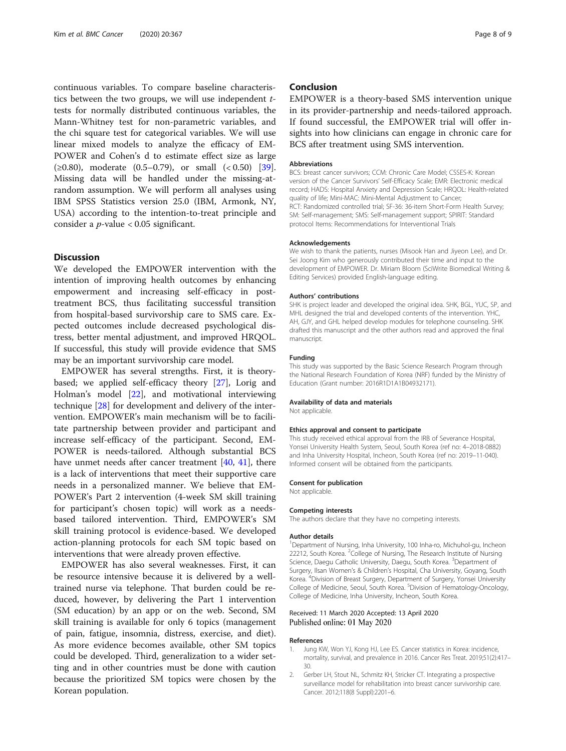continuous variables. To compare baseline characteristics between the two groups, we will use independent *t*-tests for normally distributed continuous variables, the Mann-Whitney test for non-parametric variables, and the chi square test for categorical variables. We will use linear mixed models to analyze the efficacy of EMPOWER and Cohen's d to estimate effect size as large (≥0.80), moderate (0.5–0.79), or small (< 0.50) [39]. Missing data will be handled under the missing-at-random assumption. We will perform all analyses using IBM SPSS Statistics version 25.0 (IBM, Armonk, NY, USA) according to the intention-to-treat principle and consider a $p$-value < 0.05 significant.

## Discussion

We developed the EMPOWER intervention with the intention of improving health outcomes by enhancing empowerment and increasing self-efficacy in post-treatment BCS, thus facilitating successful transition from hospital-based survivorship care to SMS care. Expected outcomes include decreased psychological distress, better mental adjustment, and improved HRQOL. If successful, this study will provide evidence that SMS may be an important survivorship care model.

EMPOWER has several strengths. First, it is theory-based; we applied self-efficacy theory [27], Lorig and Holman's model [22], and motivational interviewing technique [28] for development and delivery of the intervention. EMPOWER's main mechanism will be to facilitate partnership between provider and participant and increase self-efficacy of the participant. Second, EMPOWER is needs-tailored. Although substantial BCS have unmet needs after cancer treatment [40, 41], there is a lack of interventions that meet their supportive care needs in a personalized manner. We believe that EMPOWER's Part 2 intervention (4-week SM skill training for participant's chosen topic) will work as a needs-based tailored intervention. Third, EMPOWER's SM skill training protocol is evidence-based. We developed action-planning protocols for each SM topic based on interventions that were already proven effective.

EMPOWER has also several weaknesses. First, it can be resource intensive because it is delivered by a well-trained nurse via telephone. That burden could be reduced, however, by delivering the Part 1 intervention (SM education) by an app or on the web. Second, SM skill training is available for only 6 topics (management of pain, fatigue, insomnia, distress, exercise, and diet). As more evidence becomes available, other SM topics could be developed. Third, generalization to a wider setting and in other countries must be done with caution because the prioritized SM topics were chosen by the Korean population.

## Conclusion

EMPOWER is a theory-based SMS intervention unique in its provider-partnership and needs-tailored approach. If found successful, the EMPOWER trial will offer insights into how clinicians can engage in chronic care for BCS after treatment using SMS intervention.

#### Abbreviations

BCS: breast cancer survivors; CCM: Chronic Care Model; CSSES-K: Korean version of the Cancer Survivors' Self-Efficacy Scale; EMR: Electronic medical record; HADS: Hospital Anxiety and Depression Scale; HRQOL: Health-related quality of life; Mini-MAC: Mini-Mental Adjustment to Cancer; RCT: Randomized controlled trial; SF-36: 36-item Short-Form Health Survey; SM: Self-management; SMS: Self-management support; SPIRIT: Standard protocol Items: Recommendations for Interventional Trials

#### Acknowledgements

We wish to thank the patients, nurses (Misook Han and Jiyeon Lee), and Dr. Sei Joong Kim who generously contributed their time and input to the development of EMPOWER. Dr. Miriam Bloom (SciWrite Biomedical Writing & Editing Services) provided English-language editing.

#### Authors' contributions

SHK is project leader and developed the original idea. SHK, BGL, YUC, SP, and MHL designed the trial and developed contents of the intervention. YHC, AH, GJY, and GHL helped develop modules for telephone counseling. SHK drafted this manuscript and the other authors read and approved the final manuscript.

#### Funding

This study was supported by the Basic Science Research Program through the National Research Foundation of Korea (NRF) funded by the Ministry of Education (Grant number: 2016R1D1A1B04932171).

#### Availability of data and materials

Not applicable.

#### Ethics approval and consent to participate

This study received ethical approval from the IRB of Severance Hospital, Yonsei University Health System, Seoul, South Korea (ref no: 4–2018-0882) and Inha University Hospital, Incheon, South Korea (ref no: 2019–11-040). Informed consent will be obtained from the participants.

#### Consent for publication

Not applicable.

#### Competing interests

The authors declare that they have no competing interests.

#### Author details

[1]Department of Nursing, Inha University, 100 Inha-ro, Michuhol-gu, Incheon 22212, South Korea. [2]College of Nursing, The Research Institute of Nursing Science, Daegu Catholic University, Daegu, South Korea. [3]Department of Surgery, Ilsan Women's & Children's Hospital, Cha University, Goyang, South Korea. [4]Division of Breast Surgery, Department of Surgery, Yonsei University College of Medicine, Seoul, South Korea. [5]Division of Hematology-Oncology, College of Medicine, Inha University, Incheon, South Korea.

Received: 11 March 2020 Accepted: 13 April 2020
Published online: 01 May 2020

#### References

1. Jung KW, Won YJ, Kong HJ, Lee ES. Cancer statistics in Korea: incidence, mortality, survival, and prevalence in 2016. Cancer Res Treat. 2019;51(2):417–30.
2. Gerber LH, Stout NL, Schmitz KH, Stricker CT. Integrating a prospective surveillance model for rehabilitation into breast cancer survivorship care. Cancer. 2012;118(8 Suppl):2201–6.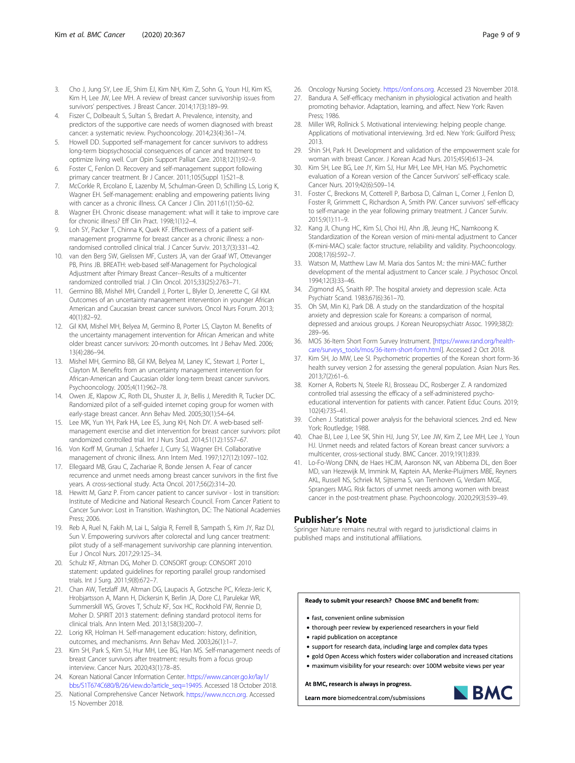3. Cho J, Jung SY, Lee JE, Shim EJ, Kim NH, Kim Z, Sohn G, Youn HJ, Kim KS, Kim H, Lee JW, Lee MH. A review of breast cancer survivorship issues from survivors' perspectives. J Breast Cancer. 2014;17(3):189–99.
4. Fiszer C, Dolbeault S, Sultan S, Bredart A. Prevalence, intensity, and predictors of the supportive care needs of women diagnosed with breast cancer: a systematic review. Psychooncology. 2014;23(4):361–74.
5. Howell DD. Supported self-management for cancer survivors to address long-term biopsychosocial consequences of cancer and treatment to optimize living well. Curr Opin Support Palliat Care. 2018;12(1):92–9.
6. Foster C, Fenlon D. Recovery and self-management support following primary cancer treatment. Br J Cancer. 2011;105(Suppl 1):S21–8.
7. McCorkle R, Ercolano E, Lazenby M, Schulman-Green D, Schilling LS, Lorig K, Wagner EH. Self-management: enabling and empowering patients living with cancer as a chronic illness. CA Cancer J Clin. 2011;61(1):50–62.
8. Wagner EH. Chronic disease management: what will it take to improve care for chronic illness? Eff Clin Pract. 1998;1(1):2–4.
9. Loh SY, Packer T, Chinna K, Quek KF. Effectiveness of a patient self-management programme for breast cancer as a chronic illness: a non-randomised controlled clinical trial. J Cancer Surviv. 2013;7(3):331–42.
10. van den Berg SW, Gielissen MF, Custers JA, van der Graaf WT, Ottevanger PB, Prins JB. BREATH: web-based self-Management for Psychological Adjustment after Primary Breast Cancer--Results of a multicenter randomized controlled trial. J Clin Oncol. 2015;33(25):2763–71.
11. Germino BB, Mishel MH, Crandell J, Porter L, Blyler D, Jenerette C, Gil KM. Outcomes of an uncertainty management intervention in younger African American and Caucasian breast cancer survivors. Oncol Nurs Forum. 2013; 40(1):82–92.
12. Gil KM, Mishel MH, Belyea M, Germino B, Porter LS, Clayton M. Benefits of the uncertainty management intervention for African American and white older breast cancer survivors: 20-month outcomes. Int J Behav Med. 2006; 13(4):286–94.
13. Mishel MH, Germino BB, Gil KM, Belyea M, Laney IC, Stewart J, Porter L, Clayton M. Benefits from an uncertainty management intervention for African-American and Caucasian older long-term breast cancer survivors. Psychooncology. 2005;4(11):962–78.
14. Owen JE, Klapow JC, Roth DL, Shuster JL Jr, Bellis J, Meredith R, Tucker DC. Randomized pilot of a self-guided internet coping group for women with early-stage breast cancer. Ann Behav Med. 2005;30(1):54–64.
15. Lee MK, Yun YH, Park HA, Lee ES, Jung KH, Noh DY. A web-based self-management exercise and diet intervention for breast cancer survivors: pilot randomized controlled trial. Int J Nurs Stud. 2014;51(12):1557–67.
16. Von Korff M, Gruman J, Schaefer J, Curry SJ, Wagner EH. Collaborative management of chronic illness. Ann Intern Med. 1997;127(12):1097–102.
17. Ellegaard MB, Grau C, Zachariae R, Bonde Jensen A. Fear of cancer recurrence and unmet needs among breast cancer survivors in the first five years. A cross-sectional study. Acta Oncol. 2017;56(2):314–20.
18. Hewitt M, Ganz P. From cancer patient to cancer survivor - lost in transition: Institute of Medicine and National Research Council. From Cancer Patient to Cancer Survivor: Lost in Transition. Washington, DC: The National Academies Press; 2006.
19. Reb A, Ruel N, Fakih M, Lai L, Salgia R, Ferrell B, Sampath S, Kim JY, Raz DJ, Sun V. Empowering survivors after colorectal and lung cancer treatment: pilot study of a self-management survivorship care planning intervention. Eur J Oncol Nurs. 2017;29:125–34.
20. Schulz KF, Altman DG, Moher D. CONSORT group: CONSORT 2010 statement: updated guidelines for reporting parallel group randomised trials. Int J Surg. 2011;9(8):672–7.
21. Chan AW, Tetzlaff JM, Altman DG, Laupacis A, Gotzsche PC, Krleza-Jeric K, Hrobjartsson A, Mann H, Dickersin K, Berlin JA, Dore CJ, Parulekar WR, Summerskill WS, Groves T, Schulz KF, Sox HC, Rockhold FW, Rennie D, Moher D. SPIRIT 2013 statement: defining standard protocol items for clinical trials. Ann Intern Med. 2013;158(3):200–7.
22. Lorig KR, Holman H. Self-management education: history, definition, outcomes, and mechanisms. Ann Behav Med. 2003;26(1):1–7.
23. Kim SH, Park S, Kim SJ, Hur MH, Lee BG, Han MS. Self-management needs of breast Cancer survivors after treatment: results from a focus group interview. Cancer Nurs. 2020;43(1):78–85.
24. Korean National Cancer Information Center. https://www.cancer.go.kr/lay1/bbs/S1T674C680/B/26/view.do?article_seq=19495. Accessed 18 October 2018.
25. National Comprehensive Cancer Network. https://www.nccn.org. Accessed 15 November 2018.
26. Oncology Nursing Society. https://onf.ons.org. Accessed 23 November 2018.
27. Bandura A. Self-efficacy mechanism in physiological activation and health promoting behavior. Adaptation, learning, and affect. New York: Raven Press; 1986.
28. Miller WR, Rollnick S. Motivational interviewing: helping people change. Applications of motivational interviewing. 3rd ed. New York: Guilford Press; 2013.
29. Shin SH, Park H. Development and validation of the empowerment scale for woman with breast Cancer. J Korean Acad Nurs. 2015;45(4):613–24.
30. Kim SH, Lee BG, Lee JY, Kim SJ, Hur MH, Lee MH, Han MS. Psychometric evaluation of a Korean version of the Cancer Survivors' self-efficacy scale. Cancer Nurs. 2019;42(6):509–14.
31. Foster C, Breckons M, Cotterell P, Barbosa D, Calman L, Corner J, Fenlon D, Foster R, Grimmett C, Richardson A, Smith PW. Cancer survivors' self-efficacy to self-manage in the year following primary treatment. J Cancer Surviv. 2015;9(1):11–9.
32. Kang JI, Chung HC, Kim SJ, Choi HJ, Ahn JB, Jeung HC, Namkoong K. Standardization of the Korean version of mini-mental adjustment to Cancer (K-mini-MAC) scale: factor structure, reliability and validity. Psychooncology. 2008;17(6):592–7.
33. Watson M, Matthew Law M. Maria dos Santos M.: the mini-MAC: further development of the mental adjustment to Cancer scale. J Psychosoc Oncol. 1994;12(3):33–46.
34. Zigmond AS, Snaith RP. The hospital anxiety and depression scale. Acta Psychiatr Scand. 1983;67(6):361–70.
35. Oh SM, Min KJ, Park DB. A study on the standardization of the hospital anxiety and depression scale for Koreans: a comparison of normal, depressed and anxious groups. J Korean Neuropsychiatr Assoc. 1999;38(2): 289–96.
36. MOS 36-Item Short Form Survey Instrument. [https://www.rand.org/health-care/surveys_tools/mos/36-item-short-form.html]. Accessed 2 Oct 2018.
37. Kim SH, Jo MW, Lee SI. Psychometric properties of the Korean short form-36 health survey version 2 for assessing the general population. Asian Nurs Res. 2013;7(2):61–6.
38. Korner A, Roberts N, Steele RJ, Brosseau DC, Rosberger Z. A randomized controlled trial assessing the efficacy of a self-administered psycho-educational intervention for patients with cancer. Patient Educ Couns. 2019; 102(4):735–41.
39. Cohen J. Statistical power analysis for the behavioral sciences. 2nd ed. New York: Routledge; 1988.
40. Chae BJ, Lee J, Lee SK, Shin HJ, Jung SY, Lee JW, Kim Z, Lee MH, Lee J, Youn HJ. Unmet needs and related factors of Korean breast cancer survivors: a multicenter, cross-sectional study. BMC Cancer. 2019;19(1):839.
41. Lo-Fo-Wong DNN, de Haes HCJM, Aaronson NK, van Abbema DL, den Boer MD, van Hezewijk M, Immink M, Kaptein AA, Menke-Pluijmers MBE, Reyners AKL, Russell NS, Schriek M, Sijtsema S, van Tienhoven G, Verdam MGE, Sprangers MAG. Risk factors of unmet needs among women with breast cancer in the post-treatment phase. Psychooncology. 2020;29(3):539–49.

## Publisher's Note

Springer Nature remains neutral with regard to jurisdictional claims in published maps and institutional affiliations.

**Ready to submit your research? Choose BMC and benefit from:**

- fast, convenient online submission
- thorough peer review by experienced researchers in your field
- rapid publication on acceptance
- support for research data, including large and complex data types
- gold Open Access which fosters wider collaboration and increased citations
- maximum visibility for your research: over 100M website views per year

**At BMC, research is always in progress.**

**Learn more** biomedcentral.com/submissions

BMC